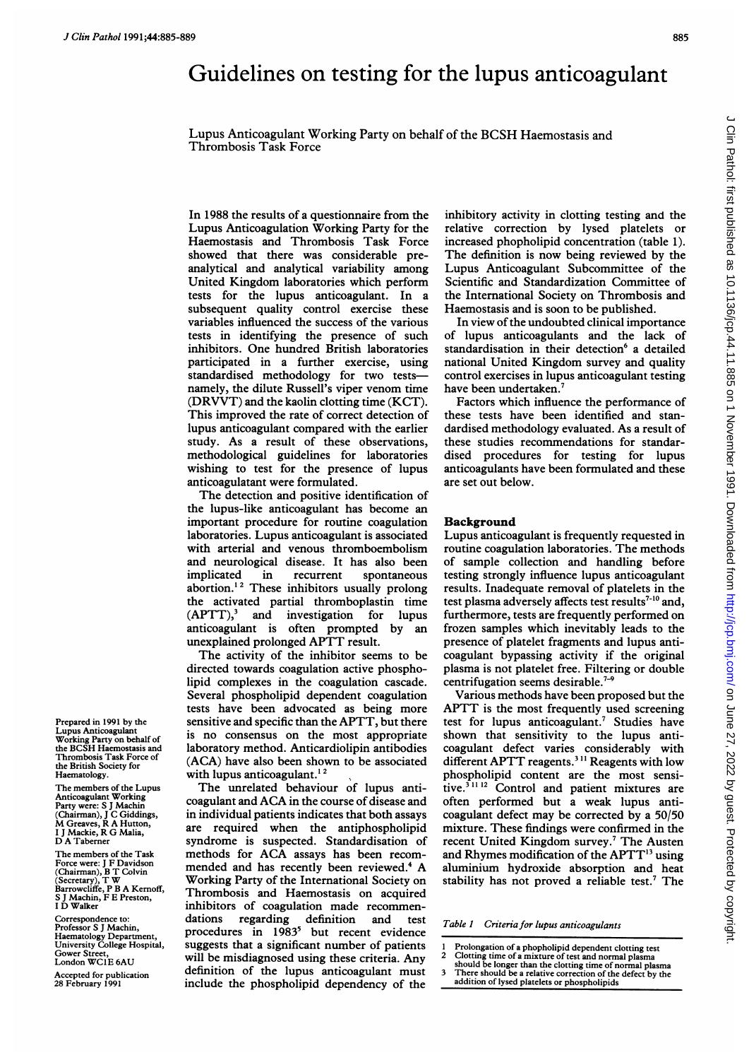# Guidelines on testing for the lupus anticoagulant

Lupus Anticoagulant Working Party on behalf of the BCSH Haemostasis and Thrombosis Task Force

In 1988 the results of a questionnaire from the Lupus Anticoagulation Working Party for the Haemostasis and Thrombosis Task Force showed that there was considerable preanalytical and analytical variability among United Kingdom laboratories which perform tests for the lupus anticoagulant. In a subsequent quality control exercise these variables influenced the success of the various tests in identifying the presence of such inhibitors. One hundred British laboratories participated in a further exercise, using standardised methodology for two tests—namely, the dilute Russell's viper venom time (DRVVT) and the kaolin clotting time (KCT). This improved the rate of correct detection of lupus anticoagulant compared with the earlier study. As a result of these observations, methodological guidelines for laboratories wishing to test for the presence of lupus anticoagulatant were formulated.

The detection and positive identification of the lupus-like anticoagulant has become an important procedure for routine coagulation laboratories. Lupus anticoagulant is associated with arterial and venous thromboembolism and neurological disease. It has also been implicated in recurrent spontaneous abortion.[1,2] These inhibitors usually prolong the activated partial thromboplastin time (APTT),[3] and investigation for lupus anticoagulant is often prompted by an unexplained prolonged APTT result.

The activity of the inhibitor seems to be directed towards coagulation active phospholipid complexes in the coagulation cascade. Several phospholipid dependent coagulation tests have been advocated as being more sensitive and specific than the APTT, but there is no consensus on the most appropriate laboratory method. Anticardiolipin antibodies (ACA) have also been shown to be associated with lupus anticoagulant.[1,2]

The unrelated behaviour of lupus anticoagulant and ACA in the course of disease and in individual patients indicates that both assays are required when the antiphospholipid syndrome is suspected. Standardisation of methods for ACA assays has been recommended and has recently been reviewed.[4] A Working Party of the International Society on Thrombosis and Haemostasis on acquired inhibitors of coagulation made recommendations regarding definition and test procedures in 1983[5] but recent evidence suggests that a significant number of patients will be misdiagnosed using these criteria. Any definition of the lupus anticoagulant must include the phospholipid dependency of the inhibitory activity in clotting testing and the relative correction by lysed platelets or increased phopholipid concentration (table 1). The definition is now being reviewed by the Lupus Anticoagulant Subcommittee of the Scientific and Standardization Committee of the International Society on Thrombosis and Haemostasis and is soon to be published.

In view of the undoubted clinical importance of lupus anticoagulants and the lack of standardisation in their detection[6] a detailed national United Kingdom survey and quality control exercises in lupus anticoagulant testing have been undertaken.[7]

Factors which influence the performance of these tests have been identified and standardised methodology evaluated. As a result of these studies recommendations for standardised procedures for testing for lupus anticoagulants have been formulated and these are set out below.

## Background

Lupus anticoagulant is frequently requested in routine coagulation laboratories. The methods of sample collection and handling before testing strongly influence lupus anticoagulant results. Inadequate removal of platelets in the test plasma adversely affects test results[7-10] and, furthermore, tests are frequently performed on frozen samples which inevitably leads to the presence of platelet fragments and lupus anticoagulant bypassing activity if the original plasma is not platelet free. Filtering or double centrifugation seems desirable.[7-9]

Various methods have been proposed but the APTT is the most frequently used screening test for lupus anticoagulant.[7] Studies have shown that sensitivity to the lupus anticoagulant defect varies considerably with different APTT reagents.[3,11] Reagents with low phospholipid content are the most sensitive.[3,11,12] Control and patient mixtures are often performed but a weak lupus anticoagulant defect may be corrected by a 50/50 mixture. These findings were confirmed in the recent United Kingdom survey.[7] The Austen and Rhymes modification of the APTT[13] using aluminium hydroxide absorption and heat stability has not proved a reliable test.[7] The

*Table 1 Criteria for lupus anticoagulants*

1. Prolongation of a phopholipid dependent clotting test
2. Clotting time of a mixture of test and normal plasma should be longer than the clotting time of normal plasma
3. There should be a relative correction of the defect by the addition of lysed platelets or phospholipids

Prepared in 1991 by the Lupus Anticoagulant Working Party on behalf of the BCSH Haemostasis and Thrombosis Task Force of the British Society for Haematology.

The members of the Lupus Anticoagulant Working Party were: S J Machin (Chairman), J C Giddings, M Greaves, R A Hutton, I J Mackie, R G Malia, D A Taberner

The members of the Task Force were: J F Davidson (Chairman), B T Colvin (Secretary), T W Barrowcliffe, P B A Kernoff, S J Machin, F E Preston, I D Walker

Correspondence to: Professor S J Machin, Haematology Department, University College Hospital, Gower Street, London WC1E 6AU

Accepted for publication 28 February 1991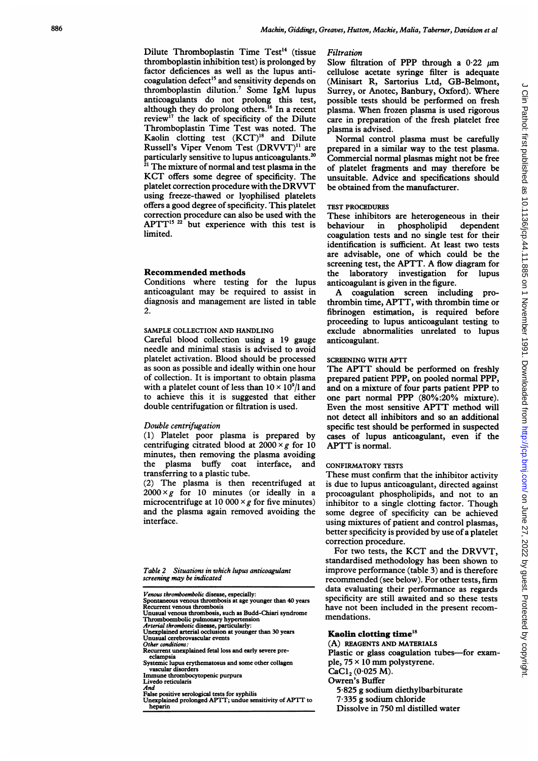Dilute Thromboplastin Time Test[14] (tissue thromboplastin inhibition test) is prolonged by factor deficiences as well as the lupus anticoagulation defect[15] and sensitivity depends on thromboplastin dilution.[7] Some IgM lupus anticoagulants do not prolong this test, although they do prolong others.[16] In a recent review[17] the lack of specificity of the Dilute Thromboplastin Time Test was noted. The Kaolin clotting test (KCT)[18] and Dilute Russell's Viper Venom Test (DRVVT)[11] are particularly sensitive to lupus anticoagulants.[20 21] The mixture of normal and test plasma in the KCT offers some degree of specificity. The platelet correction procedure with the DRVVT using freeze-thawed or lyophilised platelets offers a good degree of specificity. This platelet correction procedure can also be used with the APTT[15 22] but experience with this test is limited.

## Recommended methods

Conditions where testing for the lupus anticoagulant may be required to assist in diagnosis and management are listed in table 2.

### SAMPLE COLLECTION AND HANDLING

Careful blood collection using a 19 gauge needle and minimal stasis is advised to avoid platelet activation. Blood should be processed as soon as possible and ideally within one hour of collection. It is important to obtain plasma with a platelet count of less than $10 \times 10^9/l$ and to achieve this it is suggested that either double centrifugation or filtration is used.

#### *Double centrifugation*

(1) Platelet poor plasma is prepared by centrifuging citrated blood at $2000 \times g$ for 10 minutes, then removing the plasma avoiding the plasma buffy coat interface, and transferring to a plastic tube.

(2) The plasma is then recentrifuged at $2000 \times g$ for 10 minutes (or ideally in a microcentrifuge at $10\,000 \times g$ for five minutes) and the plasma again removed avoiding the interface.

*Table 2 Situations in which lupus anticoagulant screening may be indicated*

| |
|---|
| *Venous thromboembolic* disease, especially: |
| Spontaneous venous thrombosis at age younger than 40 years |
| Recurrent venous thrombosis |
| Unusual venous thrombosis, such as Budd-Chiari syndrome |
| Thromboembolic pulmonary hypertension |
| *Arterial thrombotic* disease, particularly: |
| Unexplained arterial occlusion at younger than 30 years |
| Unusual cerebrovascular events |
| *Other conditions:* |
| Recurrent unexplained fetal loss and early severe pre-eclampsia |
| Systemic lupus erythematosus and some other collagen vascular disorders |
| Immune thrombocytopenic purpura |
| Livedo reticularis |
| *And* |
| False positive serological tests for syphilis |
| Unexplained prolonged APTT; undue sensitivity of APTT to heparin |

#### *Filtration*

Slow filtration of PPP through a 0·22 μm cellulose acetate syringe filter is adequate (Minisart R, Sartorius Ltd, GB-Belmont, Surrey, or Anotec, Banbury, Oxford). Where possible tests should be performed on fresh plasma. When frozen plasma is used rigorous care in preparation of the fresh platelet free plasma is advised.

Normal control plasma must be carefully prepared in a similar way to the test plasma. Commercial normal plasmas might not be free of platelet fragments and may therefore be unsuitable. Advice and specifications should be obtained from the manufacturer.

### TEST PROCEDURES

These inhibitors are heterogeneous in their behaviour in phospholipid dependent coagulation tests and no single test for their identification is sufficient. At least two tests are advisable, one of which could be the screening test, the APTT. A flow diagram for the laboratory investigation for lupus anticoagulant is given in the figure.

A coagulation screen including prothrombin time, APTT, with thrombin time or fibrinogen estimation, is required before proceeding to lupus anticoagulant testing to exclude abnormalities unrelated to lupus anticoagulant.

### SCREENING WITH APTT

The APTT should be performed on freshly prepared patient PPP, on pooled normal PPP, and on a mixture of four parts patient PPP to one part normal PPP (80%:20% mixture). Even the most sensitive APTT method will not detect all inhibitors and so an additional specific test should be performed in suspected cases of lupus anticoagulant, even if the APTT is normal.

### CONFIRMATORY TESTS

These must confirm that the inhibitor activity is due to lupus anticoagulant, directed against procoagulant phospholipids, and not to an inhibitor to a single clotting factor. Though some degree of specificity can be achieved using mixtures of patient and control plasmas, better specificity is provided by use of a platelet correction procedure.

For two tests, the KCT and the DRVVT, standardised methodology has been shown to improve performance (table 3) and is therefore recommended (see below). For other tests, firm data evaluating their performance as regards specificity are still awaited and so these tests have not been included in the present recommendations.

## Kaolin clotting time[18]

### (A) REAGENTS AND MATERIALS

Plastic or glass coagulation tubes—for example, 75 × 10 mm polystyrene.

$CaCl_2$ (0·025 M).

Owren's Buffer

5·825 g sodium diethylbarbiturate

7·335 g sodium chloride

Dissolve in 750 ml distilled water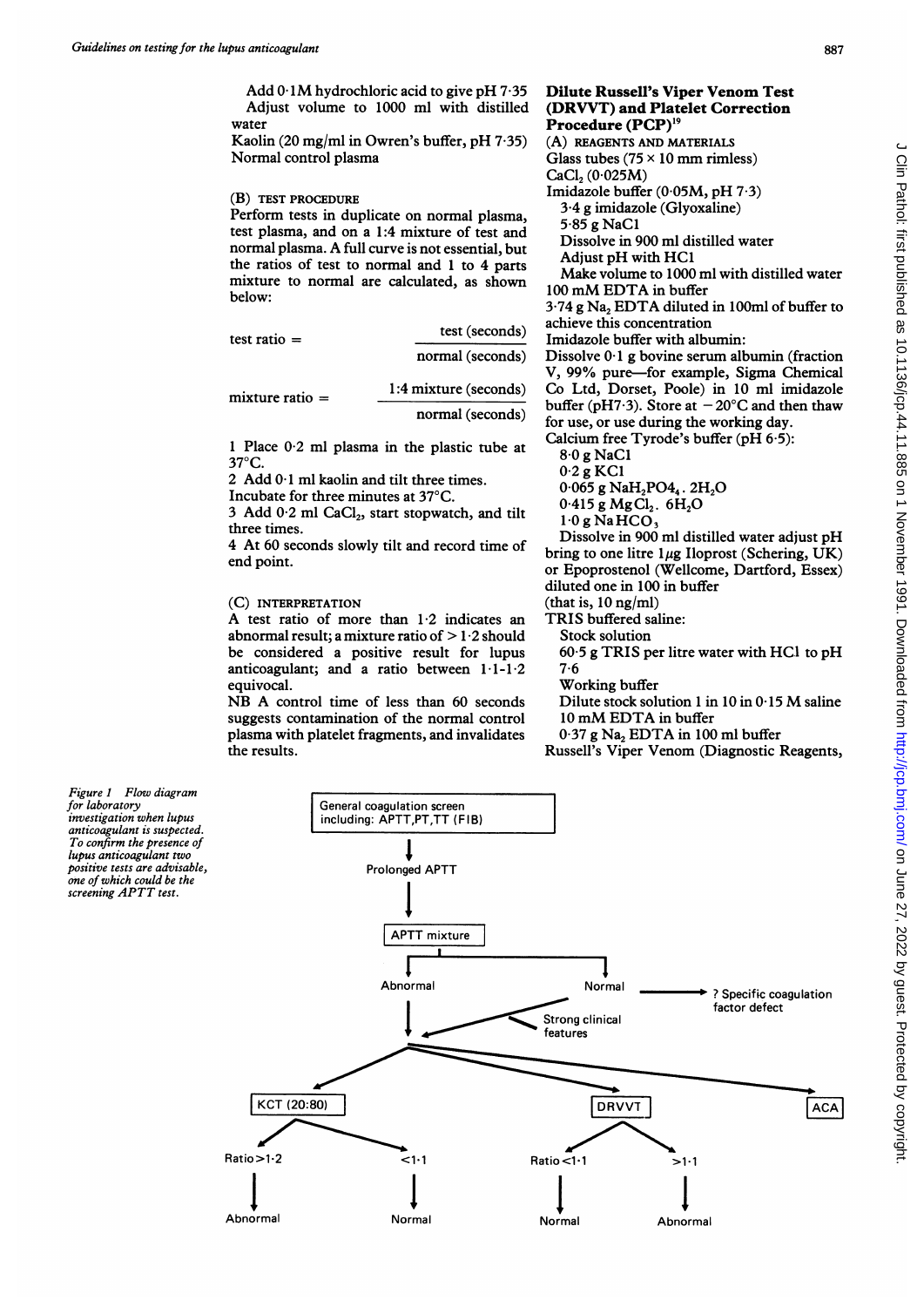Add 0·1M hydrochloric acid to give pH 7·35
Adjust volume to 1000 ml with distilled water
Kaolin (20 mg/ml in Owren's buffer, pH 7·35)
Normal control plasma

(B) TEST PROCEDURE

Perform tests in duplicate on normal plasma, test plasma, and on a 1:4 mixture of test and normal plasma. A full curve is not essential, but the ratios of test to normal and 1 to 4 parts mixture to normal are calculated, as shown below:

$$\text{test ratio} = \frac{\text{test (seconds)}}{\text{normal (seconds)}}$$

$$\text{mixture ratio} = \frac{\text{1:4 mixture (seconds)}}{\text{normal (seconds)}}$$

1 Place 0·2 ml plasma in the plastic tube at 37°C.
2 Add 0·1 ml kaolin and tilt three times. Incubate for three minutes at 37°C.
3 Add 0·2 ml $CaCl_2$, start stopwatch, and tilt three times.
4 At 60 seconds slowly tilt and record time of end point.

(C) INTERPRETATION

A test ratio of more than 1·2 indicates an abnormal result; a mixture ratio of > 1·2 should be considered a positive result for lupus anticoagulant; and a ratio between 1·1–1·2 equivocal.

NB A control time of less than 60 seconds suggests contamination of the normal control plasma with platelet fragments, and invalidates the results.

**Dilute Russell's Viper Venom Test (DRVVT) and Platelet Correction Procedure (PCP)[19]**

(A) REAGENTS AND MATERIALS

Glass tubes (75 × 10 mm rimless)
$CaCl_2$ (0·025M)
Imidazole buffer (0·05M, pH 7·3)
3·4 g imidazole (Glyoxaline)
5·85 g NaCl
Dissolve in 900 ml distilled water
Adjust pH with HCl
Make volume to 1000 ml with distilled water
100 mM EDTA in buffer
3·74 g $Na_2$ EDTA diluted in 100ml of buffer to achieve this concentration
Imidazole buffer with albumin:
Dissolve 0·1 g bovine serum albumin (fraction V, 99% pure—for example, Sigma Chemical Co Ltd, Dorset, Poole) in 10 ml imidazole buffer (pH7·3). Store at −20°C and then thaw for use, or use during the working day.
Calcium free Tyrode's buffer (pH 6·5):
8·0 g NaCl
0·2 g KCl
0·065 g $NaH_2PO_4 \cdot 2H_2O$
0·415 g $MgCl_2 \cdot 6H_2O$
1·0 g $NaHCO_3$
Dissolve in 900 ml distilled water adjust pH bring to one litre 1 μg Iloprost (Schering, UK) or Epoprostenol (Wellcome, Dartford, Essex) diluted one in 100 in buffer (that is, 10 ng/ml)
TRIS buffered saline:
Stock solution
60·5 g TRIS per litre water with HCl to pH 7·6
Working buffer
Dilute stock solution 1 in 10 in 0·15 M saline
10 mM EDTA in buffer
0·37 g $Na_2$ EDTA in 100 ml buffer
Russell's Viper Venom (Diagnostic Reagents,

General coagulation screen including: APTT, PT, TT (FIB) → Prolonged APTT → APTT mixture → Abnormal / Normal (→ ? Specific coagulation factor defect; Strong clinical features → proceed). Abnormal → KCT (20:80): Ratio > 1·2 Abnormal, < 1·1 Normal; DRVVT: Ratio < 1·1 Normal, > 1·1 Abnormal; ACA.

Figure 1 Flow diagram for laboratory investigation when lupus anticoagulant is suspected. To confirm the presence of lupus anticoagulant two positive tests are advisable, one of which could be the screening APTT test.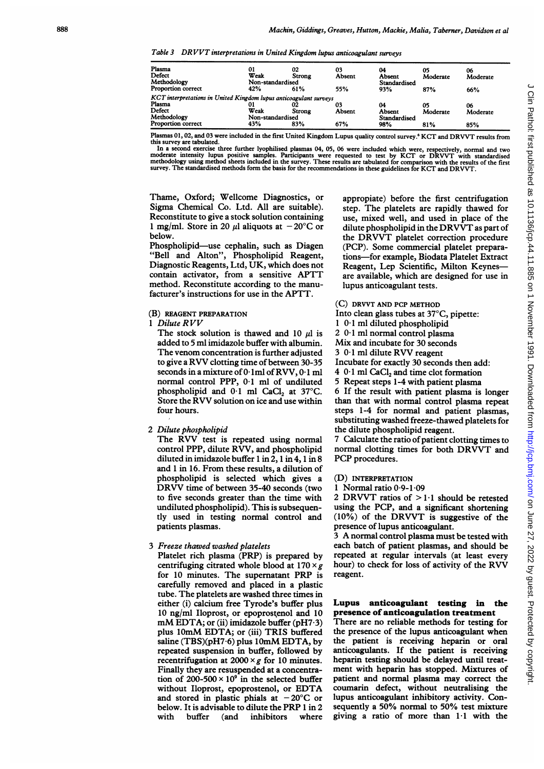*Table 3 DRVVT interpretations in United Kingdom lupus anticoagulant surveys*

| Plasma | 01 | 02 | 03 | 04 | 05 | 06 |
|---|---|---|---|---|---|---|
| Defect | Weak | Strong | Absent | Absent | Moderate | Moderate |
| Methodology | Non-standardised | | | Standardised | | |
| Proportion correct | 42% | 61% | 55% | 93% | 87% | 66% |
| *KCT interpretations in United Kingdom lupus anticoagulant surveys* | | | | | | |
| Plasma | 01 | 02 | 03 | 04 | 05 | 06 |
| Defect | Weak | Strong | Absent | Absent | Moderate | Moderate |
| Methodology | Non-standardised | | | Standardised | | |
| Proportion correct | 43% | 83% | 67% | 98% | 81% | 85% |

Plasmas 01, 02, and 03 were included in the first United Kingdom Lupus quality control survey.[6] KCT and DRVVT results from this survey are tabulated.

In a second exercise three further lyophilised plasmas 04, 05, 06 were included which were, respectively, normal and two moderate intensity lupus positive samples. Participants were requested to test by KCT or DRVVT with standardised methodology using method sheets included in the survey. These results are tabulated for comparison with the results of the first survey. The standardised methods form the basis for the recommendations in these guidelines for KCT and DRVVT.

Thame, Oxford; Wellcome Diagnostics, or Sigma Chemical Co. Ltd. All are suitable). Reconstitute to give a stock solution containing 1 mg/ml. Store in 20 μl aliquots at −20°C or below.

Phospholipid—use cephalin, such as Diagen "Bell and Alton", Phospholipid Reagent, Diagnostic Reagents, Ltd, UK, which does not contain activator, from a sensitive APTT method. Reconstitute according to the manufacturer's instructions for use in the APTT.

(B) REAGENT PREPARATION

1 *Dilute RVV*

The stock solution is thawed and 10 μl is added to 5 ml imidazole buffer with albumin. The venom concentration is further adjusted to give a RVV clotting time of between 30-35 seconds in a mixture of 0·1 ml of RVV, 0·1 ml normal control PPP, 0·1 ml of undiluted phospholipid and 0·1 ml $CaCl_2$ at 37°C. Store the RVV solution on ice and use within four hours.

2 *Dilute phospholipid*

The RVV test is repeated using normal control PPP, dilute RVV, and phospholipid diluted in imidazole buffer 1 in 2, 1 in 4, 1 in 8 and 1 in 16. From these results, a dilution of phospholipid is selected which gives a DRVV time of between 35-40 seconds (two to five seconds greater than the time with undiluted phospholipid). This is subsequently used in testing normal control and patients plasmas.

3 *Freeze thawed washed platelets*

Platelet rich plasma (PRP) is prepared by centrifuging citrated whole blood at $170 \times g$ for 10 minutes. The supernatant PRP is carefully removed and placed in a plastic tube. The platelets are washed three times in either (i) calcium free Tyrode's buffer plus 10 ng/ml Iloprost, or epoprostenol and 10 mM EDTA; or (ii) imidazole buffer (pH7·3) plus 10mM EDTA; or (iii) TRIS buffered saline (TBS)(pH7·6) plus 10mM EDTA, by repeated suspension in buffer, followed by recentrifugation at $2000 \times g$ for 10 minutes. Finally they are resuspended at a concentration of $200\text{-}500 \times 10^9$ in the selected buffer without Iloprost, epoprostenol, or EDTA and stored in plastic phials at −20°C or below. It is advisable to dilute the PRP 1 in 2 with buffer (and inhibitors where appropiate) before the first centrifugation step. The platelets are rapidly thawed for use, mixed well, and used in place of the dilute phospholipid in the DRVVT as part of the DRVVT platelet correction procedure (PCP). Some commercial platelet preparations—for example, Biodata Platelet Extract Reagent, Lep Scientific, Milton Keynes—are available, which are designed for use in lupus anticoagulant tests.

(C) DRVVT AND PCP METHOD

Into clean glass tubes at 37°C, pipette:

1 0·1 ml diluted phospholipid
2 0·1 ml normal control plasma
Mix and incubate for 30 seconds
3 0·1 ml dilute RVV reagent
Incubate for exactly 30 seconds then add:
4 0·1 ml $CaCl_2$ and time clot formation
5 Repeat steps 1-4 with patient plasma
6 If the result with patient plasma is longer than that with normal control plasma repeat steps 1-4 for normal and patient plasmas, substituting washed freeze-thawed platelets for the dilute phospholipid reagent.
7 Calculate the ratio of patient clotting times to normal clotting times for both DRVVT and PCP procedures.

(D) INTERPRETATION

1 Normal ratio 0·9-1·09
2 DRVVT ratios of >1·1 should be retested using the PCP, and a significant shortening (10%) of the DRVVT is suggestive of the presence of lupus anticoagulant.
3 A normal control plasma must be tested with each batch of patient plasmas, and should be repeated at regular intervals (at least every hour) to check for loss of activity of the RVV reagent.

## Lupus anticoagulant testing in the presence of anticoagulation treatment

There are no reliable methods for testing for the presence of the lupus anticoagulant when the patient is receiving heparin or oral anticoagulants. If the patient is receiving heparin testing should be delayed until treatment with heparin has stopped. Mixtures of patient and normal plasma may correct the coumarin defect, without neutralising the lupus anticoagulant inhibitory activity. Consequently a 50% normal to 50% test mixture giving a ratio of more than 1·1 with the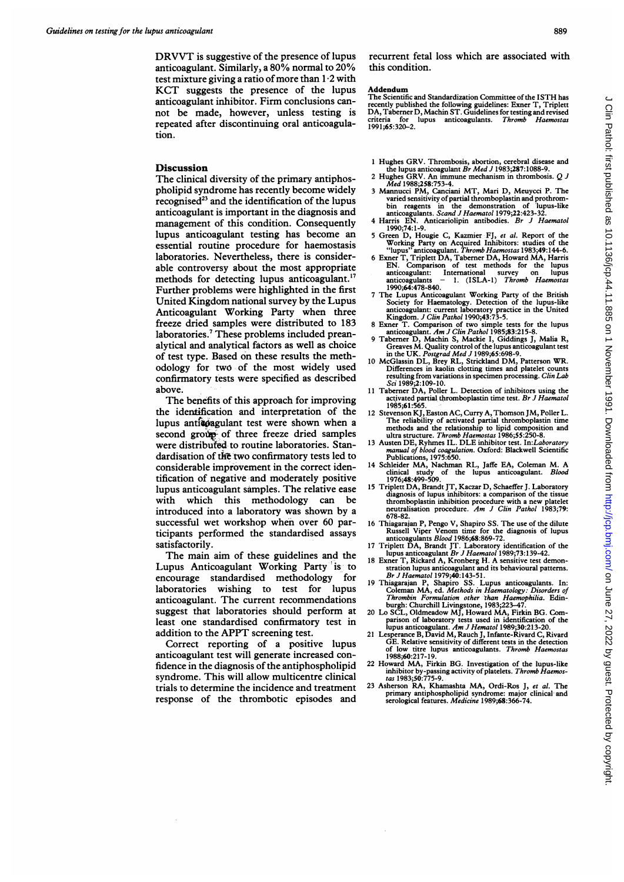DRVVT is suggestive of the presence of lupus anticoagulant. Similarly, a 80% normal to 20% test mixture giving a ratio of more than 1·2 with KCT suggests the presence of the lupus anticoagulant inhibitor. Firm conclusions cannot be made, however, unless testing is repeated after discontinuing oral anticoagulation.

## Discussion

The clinical diversity of the primary antiphospholipid syndrome has recently become widely recognised[23] and the identification of the lupus anticoagulant is important in the diagnosis and management of this condition. Consequently lupus anticoagulant testing has become an essential routine procedure for haemostasis laboratories. Nevertheless, there is considerable controversy about the most appropriate methods for detecting lupus anticoagulant.[17] Further problems were highlighted in the first United Kingdom national survey by the Lupus Anticoagulant Working Party when three freeze dried samples were distributed to 183 laboratories.[7] These problems included preanalytical and analytical factors as well as choice of test type. Based on these results the methodology for two of the most widely used confirmatory tests were specified as described above.

The benefits of this approach for improving the identification and interpretation of the lupus anticoagulant test were shown when a second group of three freeze dried samples were distributed to routine laboratories. Standardisation of the two confirmatory tests led to considerable improvement in the correct identification of negative and moderately positive lupus anticoagulant samples. The relative ease with which this methodology can be introduced into a laboratory was shown by a successful wet workshop when over 60 participants performed the standardised assays satisfactorily.

The main aim of these guidelines and the Lupus Anticoagulant Working Party is to encourage standardised methodology for laboratories wishing to test for lupus anticoagulant. The current recommendations suggest that laboratories should perform at least one standardised confirmatory test in addition to the APPT screening test.

Correct reporting of a positive lupus anticoagulant test will generate increased confidence in the diagnosis of the antiphospholipid syndrome. This will allow multicentre clinical trials to determine the incidence and treatment response of the thrombotic episodes and recurrent fetal loss which are associated with this condition.

### Addendum

The Scientific and Standardization Committee of the ISTH has recently published the following guidelines: Exner T, Triplett DA, Taberner D, Machin ST. Guidelines for testing and revised criteria for lupus anticoagulants. *Thromb Haemostas* 1991;65:320–2.

1. Hughes GRV. Thrombosis, abortion, cerebral disease and the lupus anticoagulant *Br Med J* 1983;287:1088-9.
2. Hughes GRV. An immune mechanism in thrombosis. *Q J Med* 1988;258:753-4.
3. Mannucci PM, Canciani MT, Mari D, Meuycci P. The varied sensitivity of partial thromboplastin and prothrombin reagents in the demonstration of lupus-like anticoagulants. *Scand J Haematol* 1979;22:423-32.
4. Harris EN. Anticariolipin antibodies. *Br J Haematol* 1990;74:1-9.
5. Green D, Hougie C, Kazmier FJ, *et al*. Report of the Working Party on Acquired Inhibitors: studies of the "lupus" anticoagulant. *Thromb Haemostas* 1983;49:144-6.
6. Exner T, Triplett DA, Taberner DA, Howard MA, Harris EN. Comparison of test methods for the lupus anticoagulant: International survey on lupus anticoagulants — 1. (ISLA-1) *Thromb Haemostas* 1990;64:478-840.
7. The Lupus Anticoagulant Working Party of the British Society for Haematology. Detection of the lupus-like anticoagulant: current laboratory practice in the United Kingdom. *J Clin Pathol* 1990;43:73-5.
8. Exner T. Comparison of two simple tests for the lupus anticoagulant. *Am J Clin Pathol* 1985;83:215-8.
9. Taberner D, Machin S, Mackie I, Giddings J, Malia R, Greaves M. Quality control of the lupus anticoagulant test in the UK. *Postgrad Med J* 1989;65:698-9.
10. McGlassin DL, Brey RL, Strickland DM, Patterson WR. Differences in kaolin clotting times and platelet counts resulting from variations in specimen processing. *Clin Lab Sci* 1989;2:109-10.
11. Taberner DA, Poller L. Detection of inhibitors using the activated partial thromboplastin time test. *Br J Haematol* 1985;61:565.
12. Stevenson KJ, Easton AC, Curry A, Thomson JM, Poller L. The reliability of activated partial thromboplastin time methods and the relationship to lipid composition and ultra structure. *Thromb Haemostas* 1986;55:250-8.
13. Austen DE, Ryhmes IL. DLE inhibitor test. In: *Laboratory manual of blood coagulation*. Oxford: Blackwell Scientific Publications, 1975:650.
14. Schleider MA, Nachman RL, Jaffe EA, Coleman M. A clinical study of the lupus anticoagulant. *Blood* 1976;48:499-509.
15. Triplett DA, Brandt JT, Kaczar D, Schaeffer J. Laboratory diagnosis of lupus inhibitors: a comparison of the tissue thromboplastin inhibition procedure with a new platelet neutralisation procedure. *Am J Clin Pathol* 1983;79: 678-82.
16. Thiagarajan P, Pengo V, Shapiro SS. The use of the dilute Russell Viper Venom time for the diagnosis of lupus anticoagulants *Blood* 1986;68:869-72.
17. Triplett DA, Brandt JT. Laboratory identification of the lupus anticoagulant *Br J Haematol* 1989;73:139-42.
18. Exner T, Rickard A, Kronberg H. A sensitive test demonstration lupus anticoagulant and its behavioural patterns. *Br J Haematol* 1979;40:143-51.
19. Thiagarajan P, Shapiro SS. Lupus anticoagulants. In: Coleman MA, ed. *Methods in Haematology: Disorders of Thrombin Formulation other than Haemophilia*. Edinburgh: Churchill Livingstone, 1983;223-47.
20. Lo SCL, Oldmeadow MJ, Howard MA, Firkin BG. Comparison of laboratory tests used in identification of the lupus anticoagulant. *Am J Hematol* 1989;30:213-20.
21. Lesperance B, David M, Rauch J, Infante-Rivard C, Rivard GE. Relative sensitivity of different tests in the detection of low titre lupus anticoagulants. *Thromb Haemostas* 1988;60:217-19.
22. Howard MA, Firkin BG. Investigation of the lupus-like inhibitor by-passing activity of platelets. *Thromb Haemostas* 1983;50:775-9.
23. Asherson RA, Khamashta MA, Ordi-Ros J, *et al*. The primary antiphospholipid syndrome: major clinical and serological features. *Medicine* 1989;68:366-74.